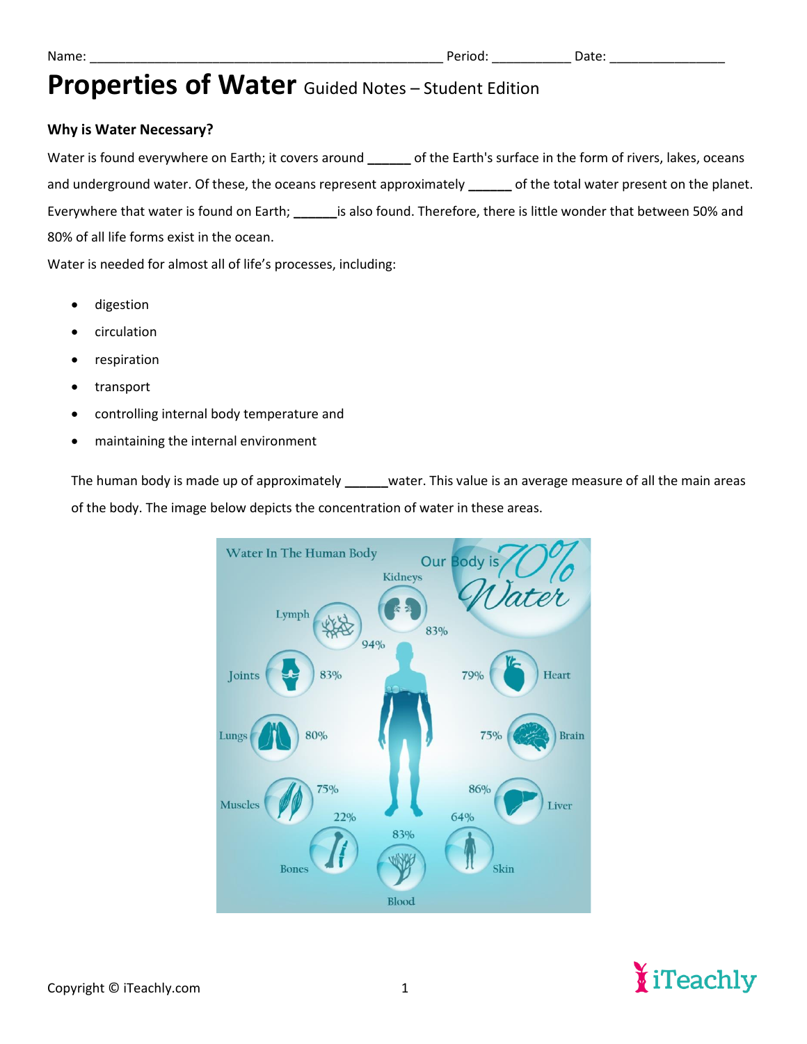Name: ___________________________________________________ Period: ___________ Date: ________________

# Properties of Water Guided Notes – Student Edition

### Why is Water Necessary?

Water is found everywhere on Earth; it covers around ______ of the Earth's surface in the form of rivers, lakes, oceans and underground water. Of these, the oceans represent approximately ______ of the total water present on the planet. Everywhere that water is found on Earth; ______is also found. Therefore, there is little wonder that between 50% and 80% of all life forms exist in the ocean.

Water is needed for almost all of life's processes, including:

- digestion
- circulation
- respiration
- transport
- controlling internal body temperature and
- maintaining the internal environment

The human body is made up of approximately ______water. This value is an average measure of all the main areas of the body. The image below depicts the concentration of water in these areas.

Water In The Human Body

Our Body is 70% Water

- Kidneys 83%
- Lymph 94%
- Joints 83%
- Heart 79%
- Lungs 80%
- Brain 75%
- Muscles 75%
- Liver 86%
- Bones 22%
- Blood 83%
- Skin 64%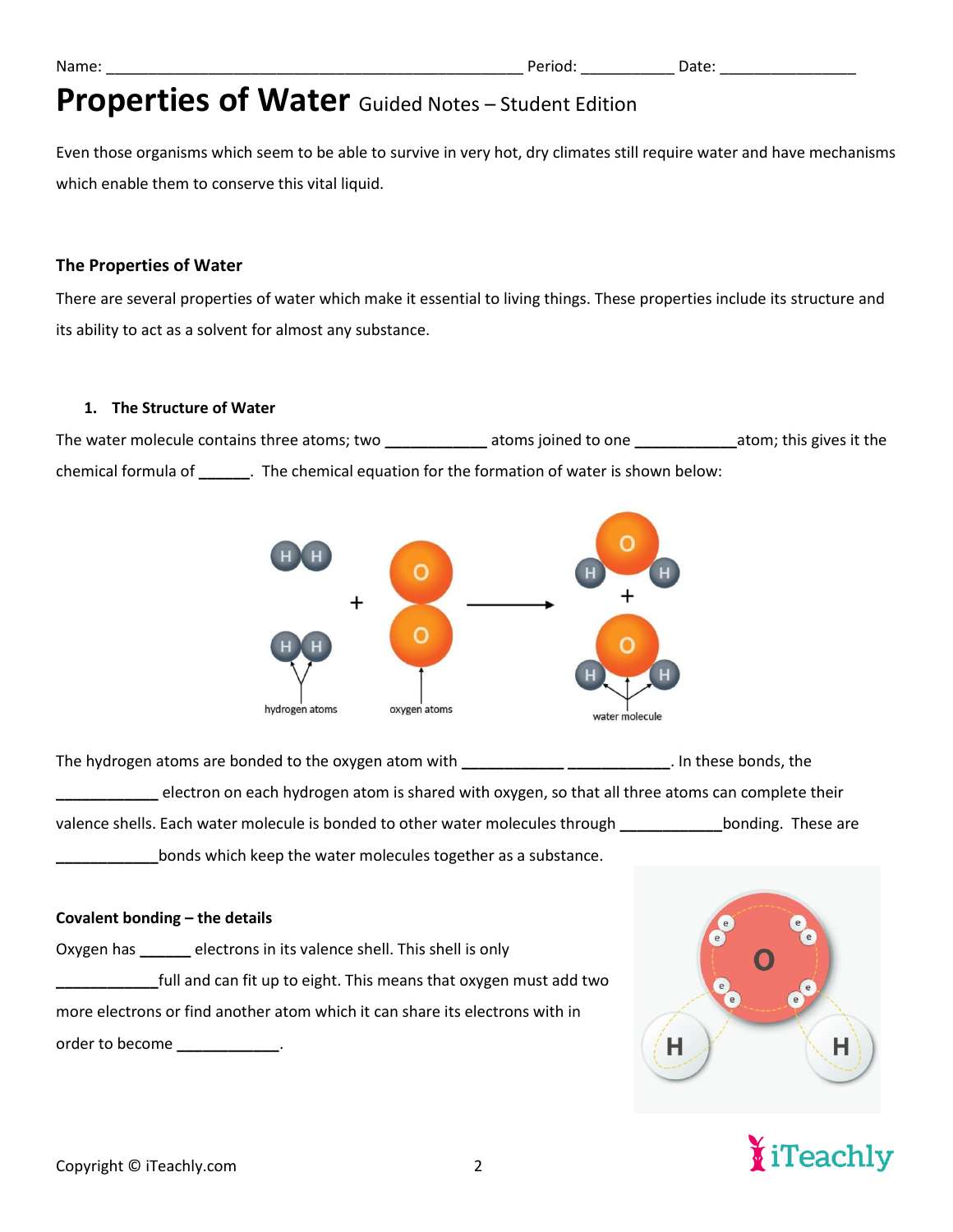Name: ____________________________________________________ Period: ___________ Date: ________________

# Properties of Water Guided Notes – Student Edition

Even those organisms which seem to be able to survive in very hot, dry climates still require water and have mechanisms which enable them to conserve this vital liquid.

### The Properties of Water

There are several properties of water which make it essential to living things. These properties include its structure and its ability to act as a solvent for almost any substance.

#### 1. The Structure of Water

The water molecule contains three atoms; two ____________ atoms joined to one ____________atom; this gives it the chemical formula of ______. The chemical equation for the formation of water is shown below:

hydrogen atoms   oxygen atoms   water molecule

The hydrogen atoms are bonded to the oxygen atom with ____________ ____________. In these bonds, the ____________ electron on each hydrogen atom is shared with oxygen, so that all three atoms can complete their valence shells. Each water molecule is bonded to other water molecules through ____________bonding. These are ____________bonds which keep the water molecules together as a substance.

**Covalent bonding – the details**

Oxygen has ______ electrons in its valence shell. This shell is only ____________full and can fit up to eight. This means that oxygen must add two more electrons or find another atom which it can share its electrons with in order to become ____________.

Copyright © iTeachly.com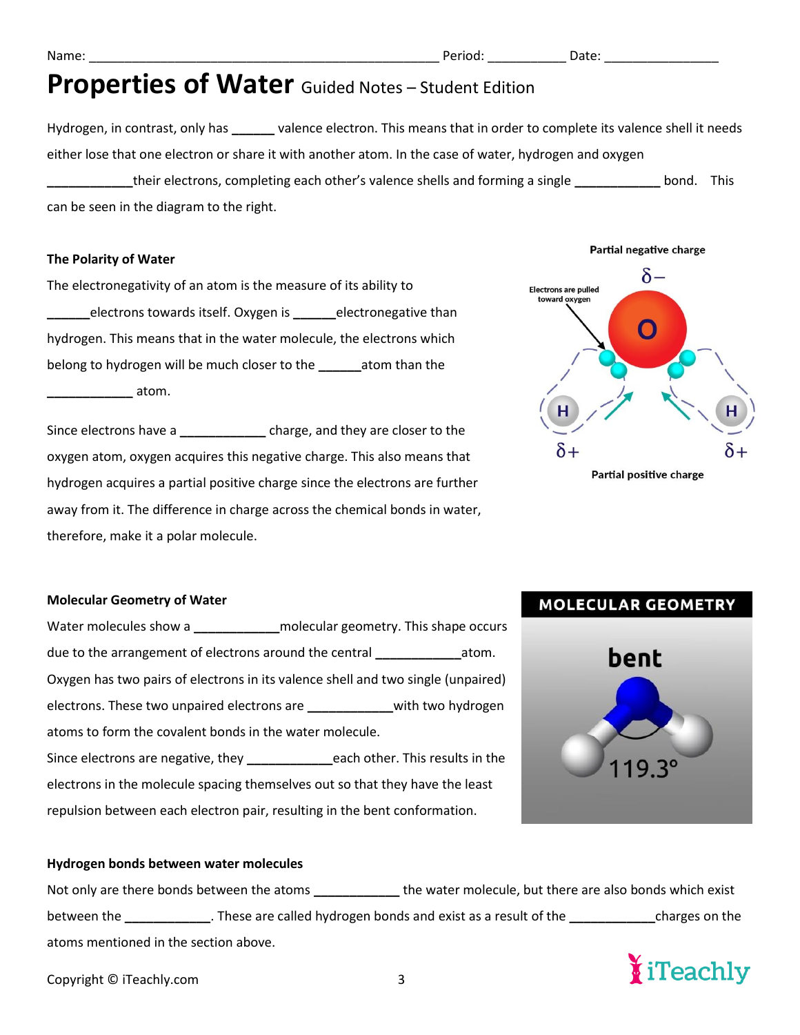Name: ___________________________________________________ Period: ___________ Date: ________________

# Properties of Water Guided Notes – Student Edition

Hydrogen, in contrast, only has ______ valence electron. This means that in order to complete its valence shell it needs either lose that one electron or share it with another atom. In the case of water, hydrogen and oxygen ____________their electrons, completing each other's valence shells and forming a single ____________ bond. This can be seen in the diagram to the right.

### The Polarity of Water

The electronegativity of an atom is the measure of its ability to ______electrons towards itself. Oxygen is ______electronegative than hydrogen. This means that in the water molecule, the electrons which belong to hydrogen will be much closer to the ______atom than the ____________ atom.

Since electrons have a ____________ charge, and they are closer to the oxygen atom, oxygen acquires this negative charge. This also means that hydrogen acquires a partial positive charge since the electrons are further away from it. The difference in charge across the chemical bonds in water, therefore, make it a polar molecule.

Partial negative charge

$\delta-$

Electrons are pulled toward oxygen

O

H $\delta+$ H $\delta+$

Partial positive charge

### Molecular Geometry of Water

Water molecules show a ____________molecular geometry. This shape occurs due to the arrangement of electrons around the central ____________atom. Oxygen has two pairs of electrons in its valence shell and two single (unpaired) electrons. These two unpaired electrons are ____________with two hydrogen atoms to form the covalent bonds in the water molecule.

Since electrons are negative, they ____________each other. This results in the electrons in the molecule spacing themselves out so that they have the least repulsion between each electron pair, resulting in the bent conformation.

MOLECULAR GEOMETRY

bent

119.3°

### Hydrogen bonds between water molecules

Not only are there bonds between the atoms ____________ the water molecule, but there are also bonds which exist between the ____________. These are called hydrogen bonds and exist as a result of the ____________charges on the atoms mentioned in the section above.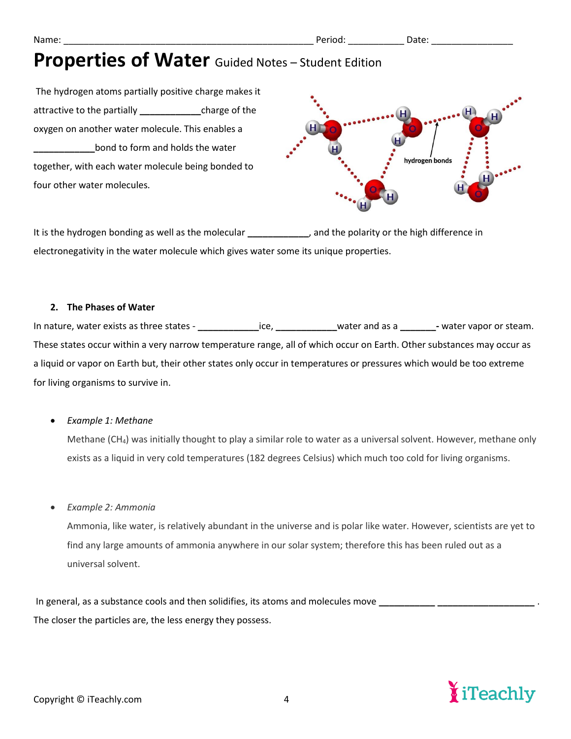Name: ______________________________________________ Period: __________ Date: ______________

# Properties of Water Guided Notes – Student Edition

The hydrogen atoms partially positive charge makes it attractive to the partially ___________ charge of the oxygen on another water molecule. This enables a ___________ bond to form and holds the water together, with each water molecule being bonded to four other water molecules.

It is the hydrogen bonding as well as the molecular ___________, and the polarity or the high difference in electronegativity in the water molecule which gives water some its unique properties.

2. **The Phases of Water**

In nature, water exists as three states - ___________ ice, ___________ water and as a _______- water vapor or steam. These states occur within a very narrow temperature range, all of which occur on Earth. Other substances may occur as a liquid or vapor on Earth but, their other states only occur in temperatures or pressures which would be too extreme for living organisms to survive in.

- *Example 1: Methane*

  Methane ($CH_4$) was initially thought to play a similar role to water as a universal solvent. However, methane only exists as a liquid in very cold temperatures (182 degrees Celsius) which much too cold for living organisms.

- *Example 2: Ammonia*

  Ammonia, like water, is relatively abundant in the universe and is polar like water. However, scientists are yet to find any large amounts of ammonia anywhere in our solar system; therefore this has been ruled out as a universal solvent.

In general, as a substance cools and then solidifies, its atoms and molecules move __________ _________________ . The closer the particles are, the less energy they possess.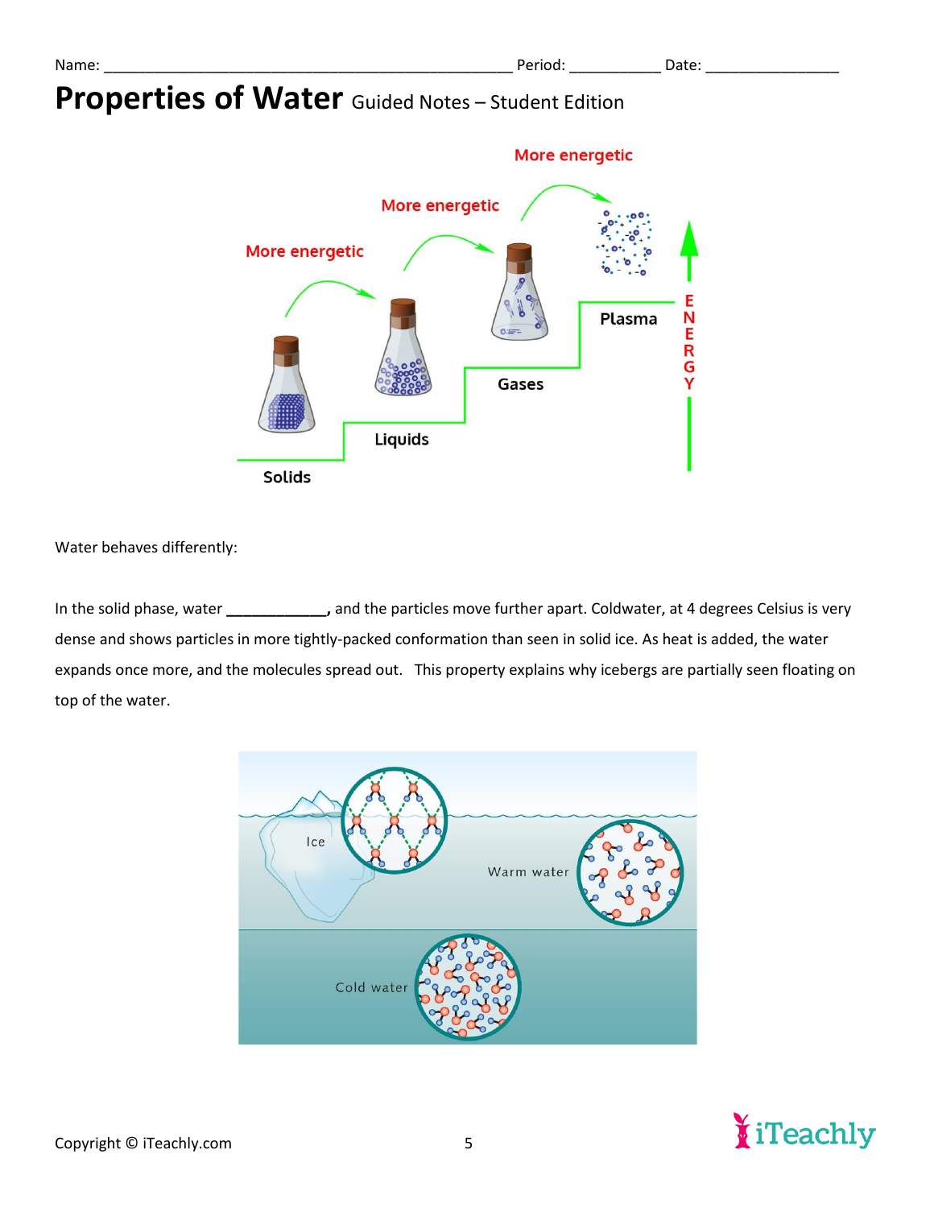Name: ___________________________________________________ Period: ___________ Date: ________________

# Properties of Water Guided Notes – Student Edition

Water behaves differently:

In the solid phase, water ____________, and the particles move further apart. Coldwater, at 4 degrees Celsius is very dense and shows particles in more tightly-packed conformation than seen in solid ice. As heat is added, the water expands once more, and the molecules spread out. This property explains why icebergs are partially seen floating on top of the water.

Copyright © iTeachly.com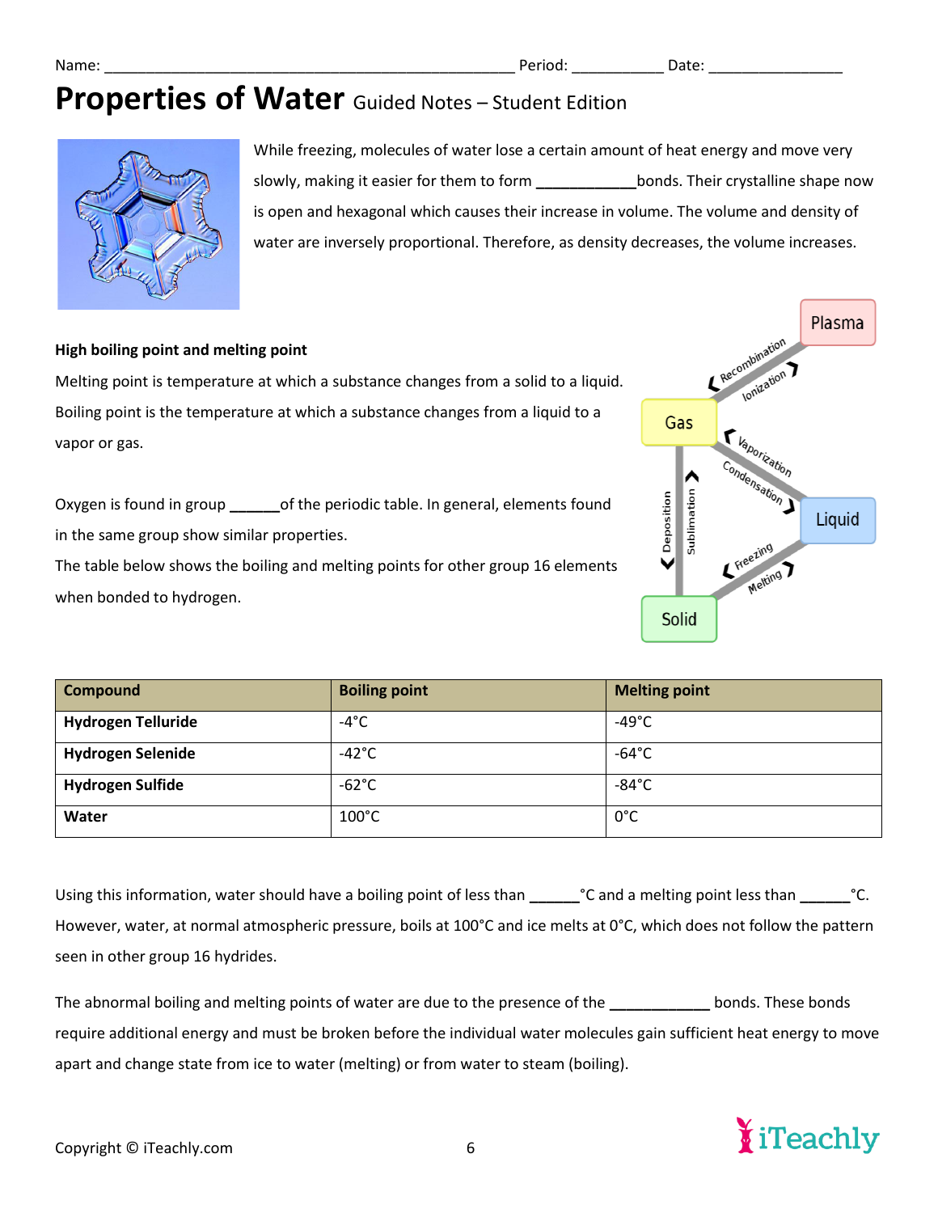Name: ___________________________________________________ Period: ___________ Date: ________________

# Properties of Water Guided Notes – Student Edition

While freezing, molecules of water lose a certain amount of heat energy and move very slowly, making it easier for them to form ___________bonds. Their crystalline shape now is open and hexagonal which causes their increase in volume. The volume and density of water are inversely proportional. Therefore, as density decreases, the volume increases.

**High boiling point and melting point**

Melting point is temperature at which a substance changes from a solid to a liquid. Boiling point is the temperature at which a substance changes from a liquid to a vapor or gas.

Oxygen is found in group ______of the periodic table. In general, elements found in the same group show similar properties.

The table below shows the boiling and melting points for other group 16 elements when bonded to hydrogen.

| Compound | Boiling point | Melting point |
|---|---|---|
| **Hydrogen Telluride** | -4°C | -49°C |
| **Hydrogen Selenide** | -42°C | -64°C |
| **Hydrogen Sulfide** | -62°C | -84°C |
| **Water** | 100°C | 0°C |

Using this information, water should have a boiling point of less than ______°C and a melting point less than ______°C. However, water, at normal atmospheric pressure, boils at 100°C and ice melts at 0°C, which does not follow the pattern seen in other group 16 hydrides.

The abnormal boiling and melting points of water are due to the presence of the ___________ bonds. These bonds require additional energy and must be broken before the individual water molecules gain sufficient heat energy to move apart and change state from ice to water (melting) or from water to steam (boiling).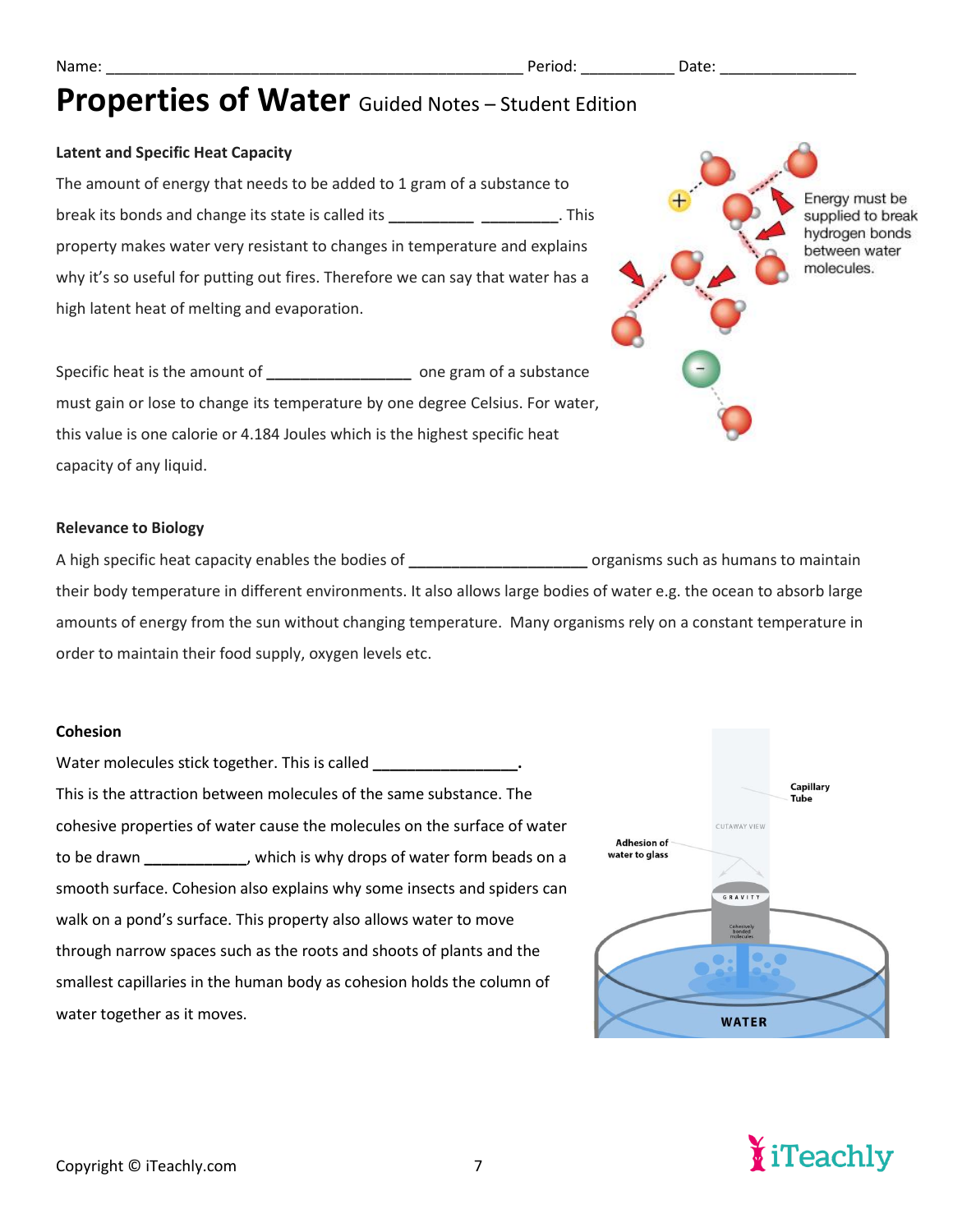Name: ________________________________________________ Period: __________ Date: _______________

# Properties of Water Guided Notes – Student Edition

**Latent and Specific Heat Capacity**

The amount of energy that needs to be added to 1 gram of a substance to break its bonds and change its state is called its __________ _________. This property makes water very resistant to changes in temperature and explains why it's so useful for putting out fires. Therefore we can say that water has a high latent heat of melting and evaporation.

Energy must be supplied to break hydrogen bonds between water molecules.

Specific heat is the amount of _________________ one gram of a substance must gain or lose to change its temperature by one degree Celsius. For water, this value is one calorie or 4.184 Joules which is the highest specific heat capacity of any liquid.

**Relevance to Biology**

A high specific heat capacity enables the bodies of _____________________ organisms such as humans to maintain their body temperature in different environments. It also allows large bodies of water e.g. the ocean to absorb large amounts of energy from the sun without changing temperature. Many organisms rely on a constant temperature in order to maintain their food supply, oxygen levels etc.

**Cohesion**

Water molecules stick together. This is called _________________.
This is the attraction between molecules of the same substance. The cohesive properties of water cause the molecules on the surface of water to be drawn ____________, which is why drops of water form beads on a smooth surface. Cohesion also explains why some insects and spiders can walk on a pond's surface. This property also allows water to move through narrow spaces such as the roots and shoots of plants and the smallest capillaries in the human body as cohesion holds the column of water together as it moves.

Capillary Tube

CUTAWAY VIEW

Adhesion of water to glass

GRAVITY

Cohesively bonded molecules

WATER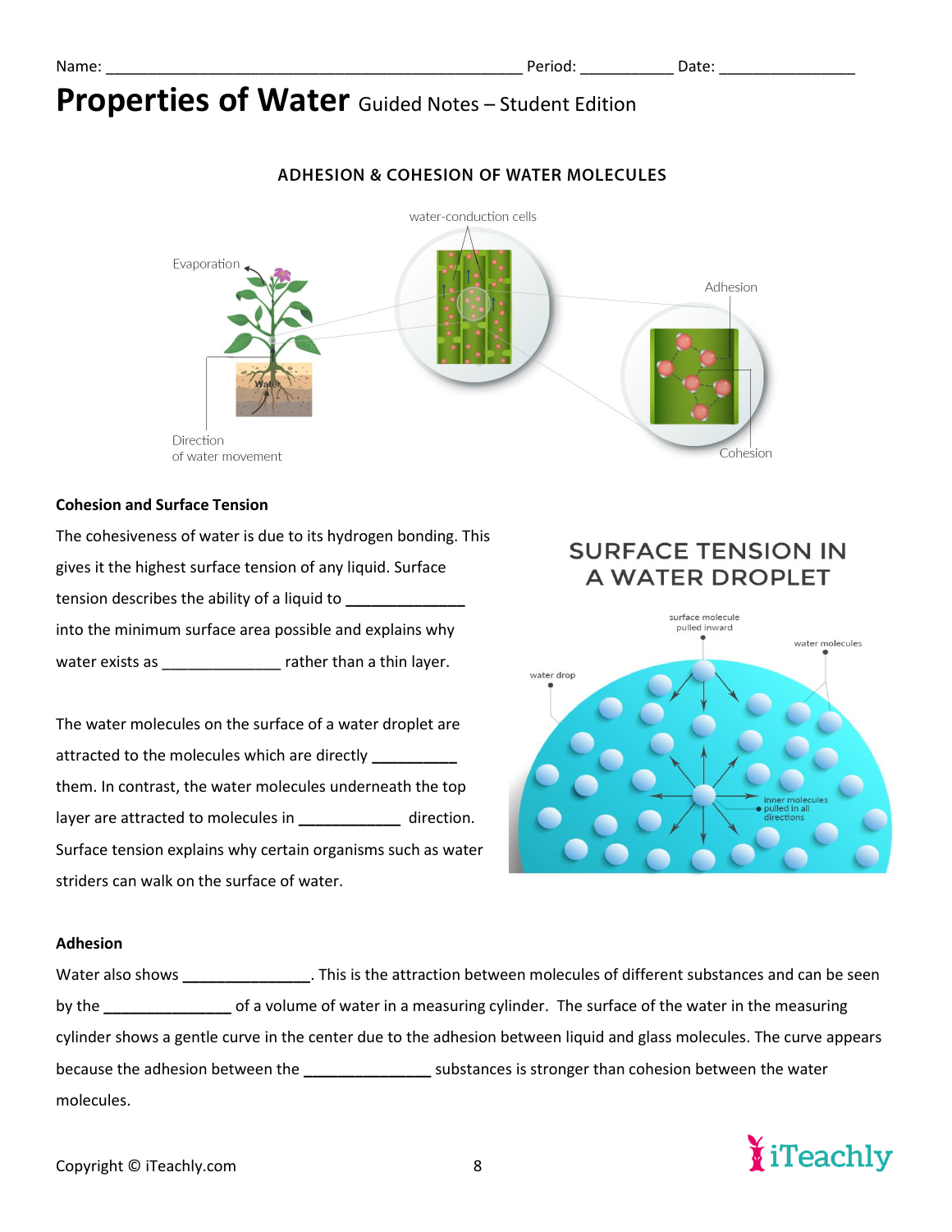Name: ___________________________________________________ Period: ___________ Date: ________________

# Properties of Water Guided Notes – Student Edition

### ADHESION & COHESION OF WATER MOLECULES

water-conduction cells

Evaporation

Adhesion

Water

Direction of water movement

Cohesion

### Cohesion and Surface Tension

The cohesiveness of water is due to its hydrogen bonding. This gives it the highest surface tension of any liquid. Surface tension describes the ability of a liquid to ______________ into the minimum surface area possible and explains why water exists as ______________ rather than a thin layer.

The water molecules on the surface of a water droplet are attracted to the molecules which are directly __________ them. In contrast, the water molecules underneath the top layer are attracted to molecules in ____________ direction. Surface tension explains why certain organisms such as water striders can walk on the surface of water.

SURFACE TENSION IN A WATER DROPLET

surface molecule pulled inward

water molecules

water drop

inner molecules pulled in all directions

### Adhesion

Water also shows _______________. This is the attraction between molecules of different substances and can be seen by the _______________ of a volume of water in a measuring cylinder. The surface of the water in the measuring cylinder shows a gentle curve in the center due to the adhesion between liquid and glass molecules. The curve appears because the adhesion between the _______________ substances is stronger than cohesion between the water molecules.

Copyright © iTeachly.com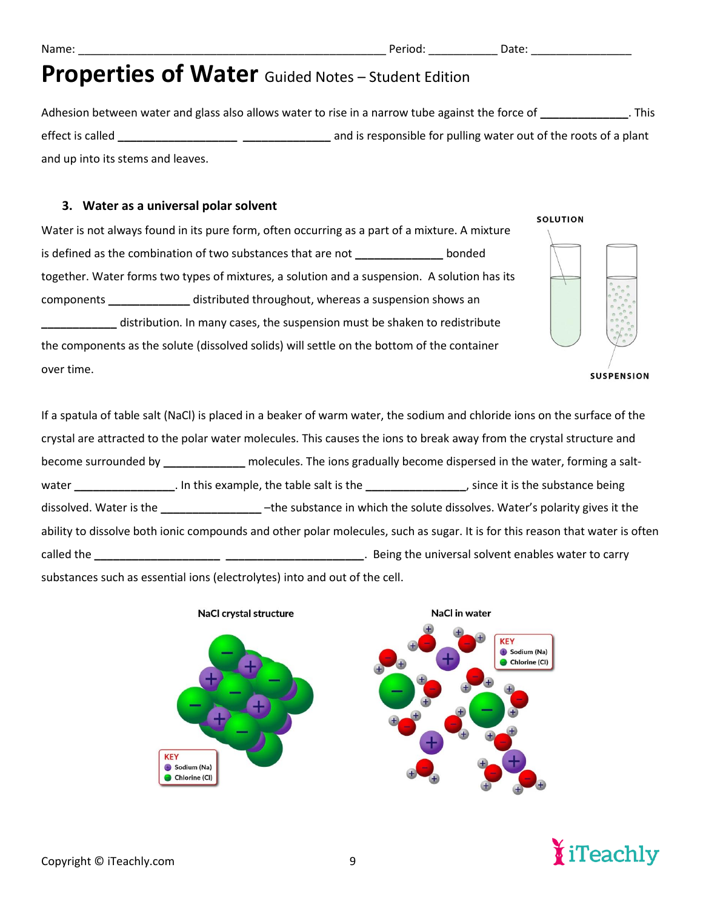Name: ___________________________________________________ Period: ___________ Date: ________________

# Properties of Water Guided Notes – Student Edition

Adhesion between water and glass also allows water to rise in a narrow tube against the force of ______________. This effect is called ____________________ ______________ and is responsible for pulling water out of the roots of a plant and up into its stems and leaves.

### 3. Water as a universal polar solvent

Water is not always found in its pure form, often occurring as a part of a mixture. A mixture is defined as the combination of two substances that are not ______________ bonded together. Water forms two types of mixtures, a solution and a suspension. A solution has its components _____________ distributed throughout, whereas a suspension shows an ____________ distribution. In many cases, the suspension must be shaken to redistribute the components as the solute (dissolved solids) will settle on the bottom of the container over time.

SOLUTION

SUSPENSION

If a spatula of table salt (NaCl) is placed in a beaker of warm water, the sodium and chloride ions on the surface of the crystal are attracted to the polar water molecules. This causes the ions to break away from the crystal structure and become surrounded by _____________ molecules. The ions gradually become dispersed in the water, forming a salt-water ________________. In this example, the table salt is the ________________, since it is the substance being dissolved. Water is the ________________ –the substance in which the solute dissolves. Water's polarity gives it the ability to dissolve both ionic compounds and other polar molecules, such as sugar. It is for this reason that water is often called the _____________________ ______________________. Being the universal solvent enables water to carry substances such as essential ions (electrolytes) into and out of the cell.

NaCl crystal structure

KEY
Sodium (Na)
Chlorine (Cl)

NaCl in water

KEY
Sodium (Na)
Chlorine (Cl)

Copyright © iTeachly.com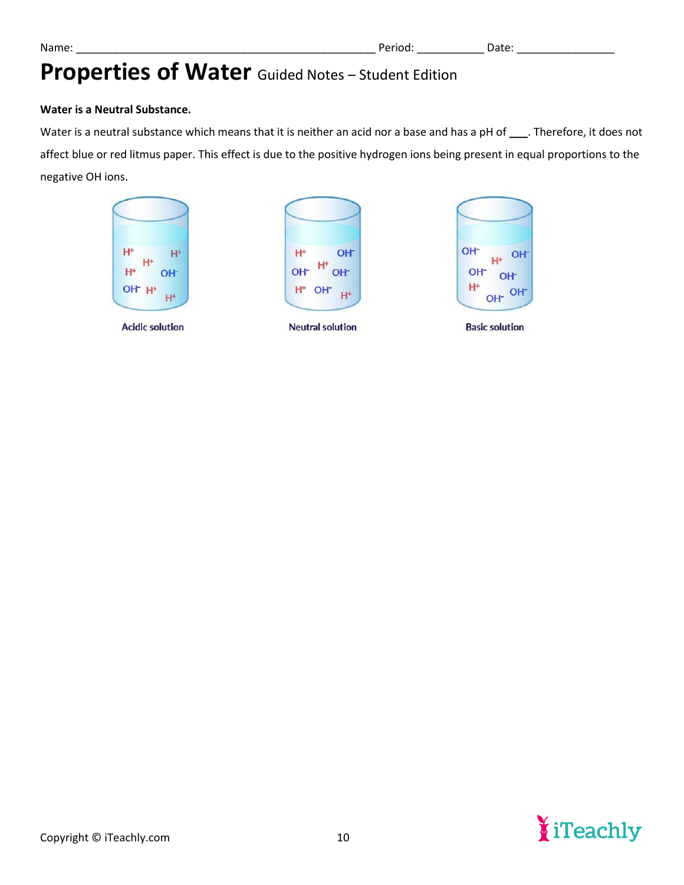Name: ___________________________________________________ Period: ___________ Date: ________________

# Properties of Water Guided Notes – Student Edition

**Water is a Neutral Substance.**

Water is a neutral substance which means that it is neither an acid nor a base and has a pH of ___. Therefore, it does not affect blue or red litmus paper. This effect is due to the positive hydrogen ions being present in equal proportions to the negative OH ions.

$H^+$ $H^+$ $H^+$ $H^+$ $OH^-$ $OH^-$ $H^+$ $H^+$

Acidic solution

$H^+$ $OH^-$ $H^+$ $OH^-$ $OH^-$ $H^+$ $OH^-$ $H^+$

Neutral solution

$OH^-$ $H^+$ $OH^-$ $OH^-$ $OH^-$ $H^+$ $OH^-$ $OH^-$

Basic solution

Copyright © iTeachly.com